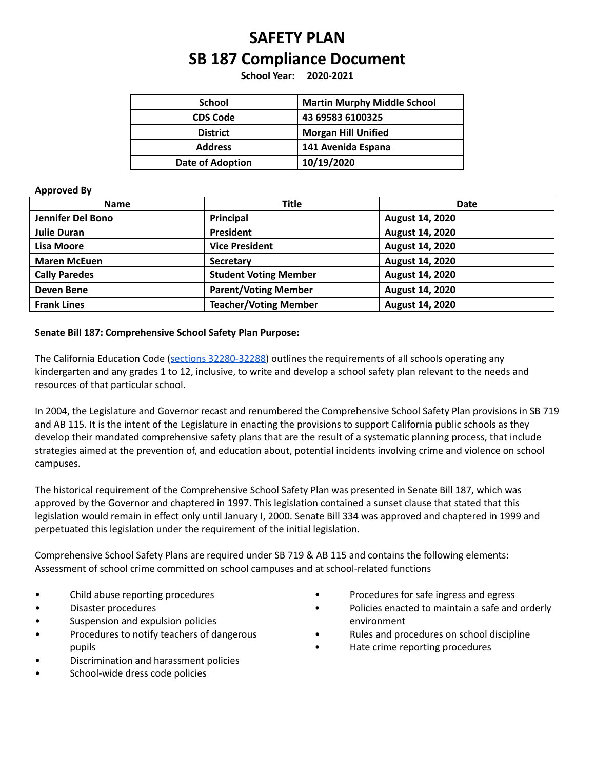# SAFETY PLAN

# SB 187 Compliance Document

**School Year: 2020-2021**

| School | Martin Murphy Middle School |
|---|---|
| CDS Code | 43 69583 6100325 |
| District | Morgan Hill Unified |
| Address | 141 Avenida Espana |
| Date of Adoption | 10/19/2020 |

**Approved By**

| Name | Title | Date |
|---|---|---|
| **Jennifer Del Bono** | **Principal** | **August 14, 2020** |
| **Julie Duran** | **President** | **August 14, 2020** |
| **Lisa Moore** | **Vice President** | **August 14, 2020** |
| **Maren McEuen** | **Secretary** | **August 14, 2020** |
| **Cally Paredes** | **Student Voting Member** | **August 14, 2020** |
| **Deven Bene** | **Parent/Voting Member** | **August 14, 2020** |
| **Frank Lines** | **Teacher/Voting Member** | **August 14, 2020** |

**Senate Bill 187: Comprehensive School Safety Plan Purpose:**

The California Education Code (sections 32280-32288) outlines the requirements of all schools operating any kindergarten and any grades 1 to 12, inclusive, to write and develop a school safety plan relevant to the needs and resources of that particular school.

In 2004, the Legislature and Governor recast and renumbered the Comprehensive School Safety Plan provisions in SB 719 and AB 115. It is the intent of the Legislature in enacting the provisions to support California public schools as they develop their mandated comprehensive safety plans that are the result of a systematic planning process, that include strategies aimed at the prevention of, and education about, potential incidents involving crime and violence on school campuses.

The historical requirement of the Comprehensive School Safety Plan was presented in Senate Bill 187, which was approved by the Governor and chaptered in 1997. This legislation contained a sunset clause that stated that this legislation would remain in effect only until January I, 2000. Senate Bill 334 was approved and chaptered in 1999 and perpetuated this legislation under the requirement of the initial legislation.

Comprehensive School Safety Plans are required under SB 719 & AB 115 and contains the following elements:
Assessment of school crime committed on school campuses and at school-related functions

- Child abuse reporting procedures
- Disaster procedures
- Suspension and expulsion policies
- Procedures to notify teachers of dangerous pupils
- Discrimination and harassment policies
- School-wide dress code policies
- Procedures for safe ingress and egress
- Policies enacted to maintain a safe and orderly environment
- Rules and procedures on school discipline
- Hate crime reporting procedures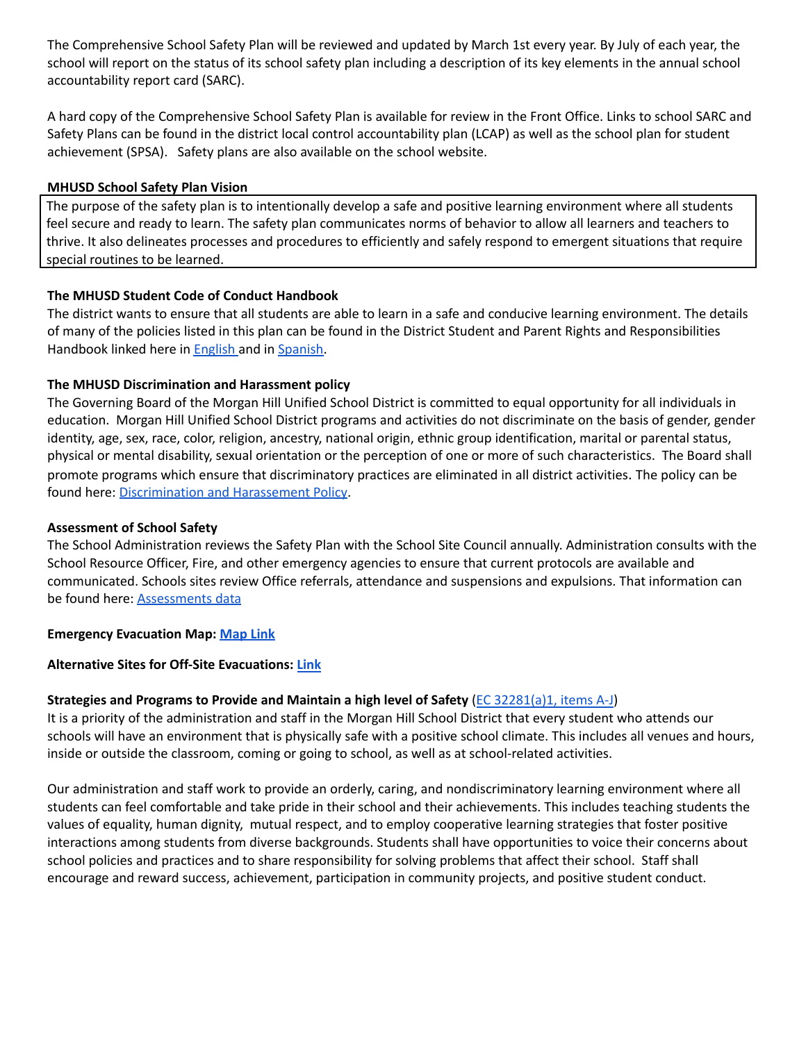The Comprehensive School Safety Plan will be reviewed and updated by March 1st every year. By July of each year, the school will report on the status of its school safety plan including a description of its key elements in the annual school accountability report card (SARC).

A hard copy of the Comprehensive School Safety Plan is available for review in the Front Office. Links to school SARC and Safety Plans can be found in the district local control accountability plan (LCAP) as well as the school plan for student achievement (SPSA). Safety plans are also available on the school website.

**MHUSD School Safety Plan Vision**

The purpose of the safety plan is to intentionally develop a safe and positive learning environment where all students feel secure and ready to learn. The safety plan communicates norms of behavior to allow all learners and teachers to thrive. It also delineates processes and procedures to efficiently and safely respond to emergent situations that require special routines to be learned.

**The MHUSD Student Code of Conduct Handbook**

The district wants to ensure that all students are able to learn in a safe and conducive learning environment. The details of many of the policies listed in this plan can be found in the District Student and Parent Rights and Responsibilities Handbook linked here in English and in Spanish.

**The MHUSD Discrimination and Harassment policy**

The Governing Board of the Morgan Hill Unified School District is committed to equal opportunity for all individuals in education. Morgan Hill Unified School District programs and activities do not discriminate on the basis of gender, gender identity, age, sex, race, color, religion, ancestry, national origin, ethnic group identification, marital or parental status, physical or mental disability, sexual orientation or the perception of one or more of such characteristics. The Board shall promote programs which ensure that discriminatory practices are eliminated in all district activities. The policy can be found here: Discrimination and Harassement Policy.

**Assessment of School Safety**

The School Administration reviews the Safety Plan with the School Site Council annually. Administration consults with the School Resource Officer, Fire, and other emergency agencies to ensure that current protocols are available and communicated. Schools sites review Office referrals, attendance and suspensions and expulsions. That information can be found here: Assessments data

**Emergency Evacuation Map: Map Link**

**Alternative Sites for Off-Site Evacuations: Link**

**Strategies and Programs to Provide and Maintain a high level of Safety** (EC 32281(a)1, items A-J)

It is a priority of the administration and staff in the Morgan Hill School District that every student who attends our schools will have an environment that is physically safe with a positive school climate. This includes all venues and hours, inside or outside the classroom, coming or going to school, as well as at school-related activities.

Our administration and staff work to provide an orderly, caring, and nondiscriminatory learning environment where all students can feel comfortable and take pride in their school and their achievements. This includes teaching students the values of equality, human dignity, mutual respect, and to employ cooperative learning strategies that foster positive interactions among students from diverse backgrounds. Students shall have opportunities to voice their concerns about school policies and practices and to share responsibility for solving problems that affect their school. Staff shall encourage and reward success, achievement, participation in community projects, and positive student conduct.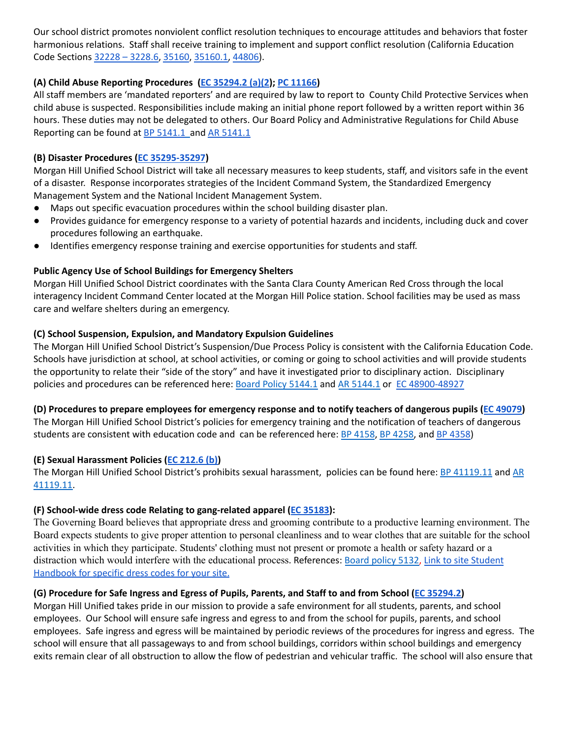Our school district promotes nonviolent conflict resolution techniques to encourage attitudes and behaviors that foster harmonious relations. Staff shall receive training to implement and support conflict resolution (California Education Code Sections 32228 – 3228.6, 35160, 35160.1, 44806).

**(A) Child Abuse Reporting Procedures (EC 35294.2 (a)(2); PC 11166)**

All staff members are 'mandated reporters' and are required by law to report to County Child Protective Services when child abuse is suspected. Responsibilities include making an initial phone report followed by a written report within 36 hours. These duties may not be delegated to others. Our Board Policy and Administrative Regulations for Child Abuse Reporting can be found at BP 5141.1 and AR 5141.1

**(B) Disaster Procedures (EC 35295-35297)**

Morgan Hill Unified School District will take all necessary measures to keep students, staff, and visitors safe in the event of a disaster. Response incorporates strategies of the Incident Command System, the Standardized Emergency Management System and the National Incident Management System.

- Maps out specific evacuation procedures within the school building disaster plan.
- Provides guidance for emergency response to a variety of potential hazards and incidents, including duck and cover procedures following an earthquake.
- Identifies emergency response training and exercise opportunities for students and staff.

**Public Agency Use of School Buildings for Emergency Shelters**

Morgan Hill Unified School District coordinates with the Santa Clara County American Red Cross through the local interagency Incident Command Center located at the Morgan Hill Police station. School facilities may be used as mass care and welfare shelters during an emergency.

**(C) School Suspension, Expulsion, and Mandatory Expulsion Guidelines**

The Morgan Hill Unified School District's Suspension/Due Process Policy is consistent with the California Education Code. Schools have jurisdiction at school, at school activities, or coming or going to school activities and will provide students the opportunity to relate their "side of the story" and have it investigated prior to disciplinary action. Disciplinary policies and procedures can be referenced here: Board Policy 5144.1 and AR 5144.1 or EC 48900-48927

**(D) Procedures to prepare employees for emergency response and to notify teachers of dangerous pupils (EC 49079)**

The Morgan Hill Unified School District's policies for emergency training and the notification of teachers of dangerous students are consistent with education code and can be referenced here: BP 4158, BP 4258, and BP 4358)

**(E) Sexual Harassment Policies (EC 212.6 (b))**

The Morgan Hill Unified School District's prohibits sexual harassment, policies can be found here: BP 41119.11 and AR 41119.11.

**(F) School-wide dress code Relating to gang-related apparel (EC 35183):**

The Governing Board believes that appropriate dress and grooming contribute to a productive learning environment. The Board expects students to give proper attention to personal cleanliness and to wear clothes that are suitable for the school activities in which they participate. Students' clothing must not present or promote a health or safety hazard or a distraction which would interfere with the educational process. References: Board policy 5132, Link to site Student Handbook for specific dress codes for your site.

**(G) Procedure for Safe Ingress and Egress of Pupils, Parents, and Staff to and from School (EC 35294.2)**

Morgan Hill Unified takes pride in our mission to provide a safe environment for all students, parents, and school employees. Our School will ensure safe ingress and egress to and from the school for pupils, parents, and school employees. Safe ingress and egress will be maintained by periodic reviews of the procedures for ingress and egress. The school will ensure that all passageways to and from school buildings, corridors within school buildings and emergency exits remain clear of all obstruction to allow the flow of pedestrian and vehicular traffic. The school will also ensure that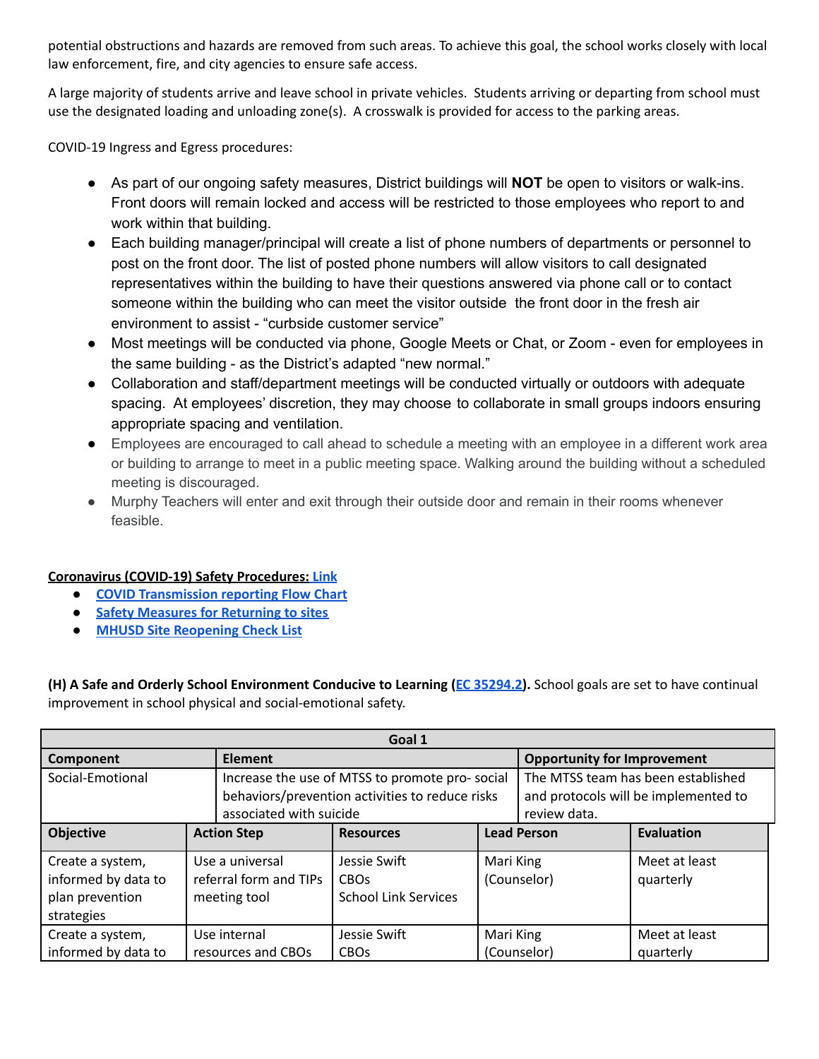potential obstructions and hazards are removed from such areas. To achieve this goal, the school works closely with local law enforcement, fire, and city agencies to ensure safe access.

A large majority of students arrive and leave school in private vehicles. Students arriving or departing from school must use the designated loading and unloading zone(s). A crosswalk is provided for access to the parking areas.

COVID-19 Ingress and Egress procedures:

- As part of our ongoing safety measures, District buildings will **NOT** be open to visitors or walk-ins. Front doors will remain locked and access will be restricted to those employees who report to and work within that building.
- Each building manager/principal will create a list of phone numbers of departments or personnel to post on the front door. The list of posted phone numbers will allow visitors to call designated representatives within the building to have their questions answered via phone call or to contact someone within the building who can meet the visitor outside the front door in the fresh air environment to assist - "curbside customer service"
- Most meetings will be conducted via phone, Google Meets or Chat, or Zoom - even for employees in the same building - as the District's adapted "new normal."
- Collaboration and staff/department meetings will be conducted virtually or outdoors with adequate spacing. At employees' discretion, they may choose to collaborate in small groups indoors ensuring appropriate spacing and ventilation.
- Employees are encouraged to call ahead to schedule a meeting with an employee in a different work area or building to arrange to meet in a public meeting space. Walking around the building without a scheduled meeting is discouraged.
- Murphy Teachers will enter and exit through their outside door and remain in their rooms whenever feasible.

**Coronavirus (COVID-19) Safety Procedures: Link**

- **COVID Transmission reporting Flow Chart**
- **Safety Measures for Returning to sites**
- **MHUSD Site Reopening Check List**

**(H) A Safe and Orderly School Environment Conducive to Learning (EC 35294.2).** School goals are set to have continual improvement in school physical and social-emotional safety.

| Goal 1 | | | | |
|---|---|---|---|---|
| **Component** | **Element** | | **Opportunity for Improvement** | |
| Social-Emotional | Increase the use of MTSS to promote pro- social behaviors/prevention activities to reduce risks associated with suicide | | The MTSS team has been established and protocols will be implemented to review data. | |
| **Objective** | **Action Step** | **Resources** | **Lead Person** | **Evaluation** |
| Create a system, informed by data to plan prevention strategies | Use a universal referral form and TIPs meeting tool | Jessie Swift<br>CBOs<br>School Link Services | Mari King (Counselor) | Meet at least quarterly |
| Create a system, informed by data to | Use internal resources and CBOs | Jessie Swift<br>CBOs | Mari King (Counselor) | Meet at least quarterly |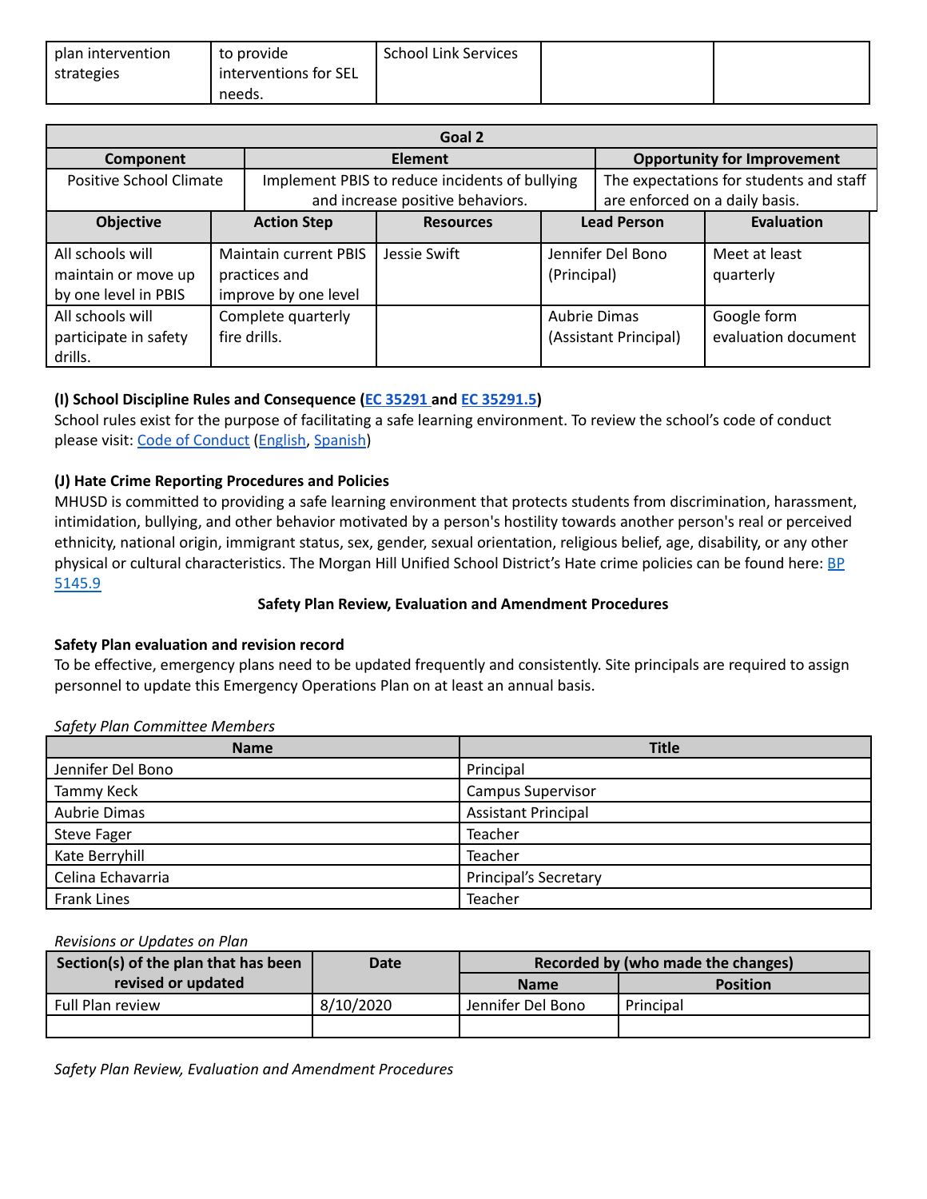| plan intervention strategies | to provide interventions for SEL needs. | School Link Services | | |
|---|---|---|---|---|

| Goal 2 | | | | |
|---|---|---|---|---|
| **Component** | **Element** | | **Opportunity for Improvement** | |
| Positive School Climate | Implement PBIS to reduce incidents of bullying and increase positive behaviors. | | The expectations for students and staff are enforced on a daily basis. | |
| **Objective** | **Action Step** | **Resources** | **Lead Person** | **Evaluation** |
| All schools will maintain or move up by one level in PBIS | Maintain current PBIS practices and improve by one level | Jessie Swift | Jennifer Del Bono (Principal) | Meet at least quarterly |
| All schools will participate in safety drills. | Complete quarterly fire drills. | | Aubrie Dimas (Assistant Principal) | Google form evaluation document |

**(I) School Discipline Rules and Consequence (EC 35291 and EC 35291.5)**

School rules exist for the purpose of facilitating a safe learning environment. To review the school's code of conduct please visit: Code of Conduct (English, Spanish)

**(J) Hate Crime Reporting Procedures and Policies**

MHUSD is committed to providing a safe learning environment that protects students from discrimination, harassment, intimidation, bullying, and other behavior motivated by a person's hostility towards another person's real or perceived ethnicity, national origin, immigrant status, sex, gender, sexual orientation, religious belief, age, disability, or any other physical or cultural characteristics. The Morgan Hill Unified School District's Hate crime policies can be found here: BP 5145.9

**Safety Plan Review, Evaluation and Amendment Procedures**

**Safety Plan evaluation and revision record**

To be effective, emergency plans need to be updated frequently and consistently. Site principals are required to assign personnel to update this Emergency Operations Plan on at least an annual basis.

*Safety Plan Committee Members*

| Name | Title |
|---|---|
| Jennifer Del Bono | Principal |
| Tammy Keck | Campus Supervisor |
| Aubrie Dimas | Assistant Principal |
| Steve Fager | Teacher |
| Kate Berryhill | Teacher |
| Celina Echavarria | Principal's Secretary |
| Frank Lines | Teacher |

*Revisions or Updates on Plan*

| Section(s) of the plan that has been revised or updated | Date | Recorded by (who made the changes) | |
|---|---|---|---|
| | | **Name** | **Position** |
| Full Plan review | 8/10/2020 | Jennifer Del Bono | Principal |
| | | | |

*Safety Plan Review, Evaluation and Amendment Procedures*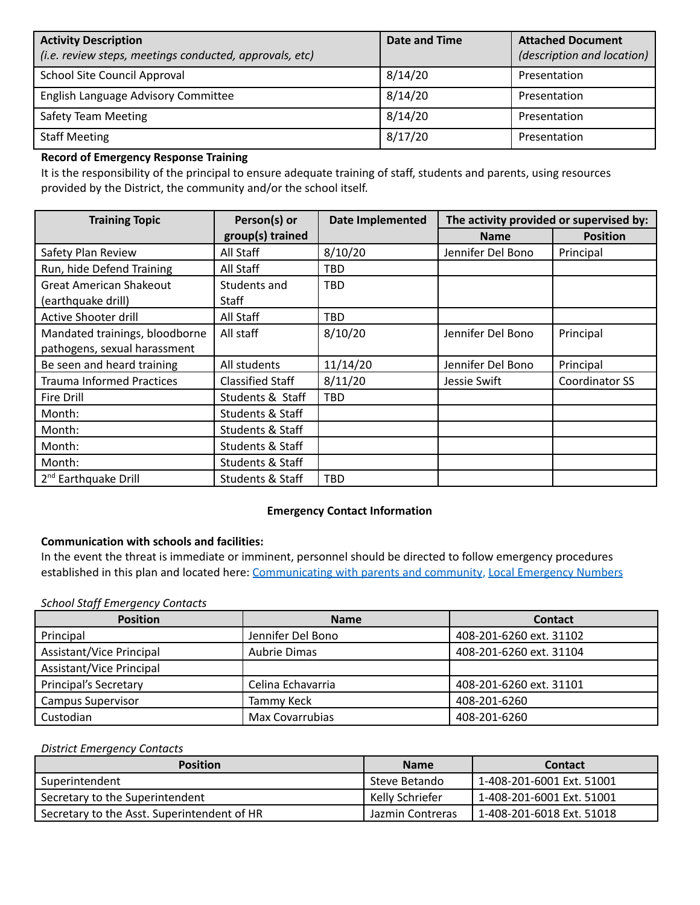| **Activity Description** *(i.e. review steps, meetings conducted, approvals, etc)* | **Date and Time** | **Attached Document** *(description and location)* |
|---|---|---|
| School Site Council Approval | 8/14/20 | Presentation |
| English Language Advisory Committee | 8/14/20 | Presentation |
| Safety Team Meeting | 8/14/20 | Presentation |
| Staff Meeting | 8/17/20 | Presentation |

**Record of Emergency Response Training**

It is the responsibility of the principal to ensure adequate training of staff, students and parents, using resources provided by the District, the community and/or the school itself.

| Training Topic | Person(s) or group(s) trained | Date Implemented | The activity provided or supervised by: | |
|---|---|---|---|---|
| | | | **Name** | **Position** |
| Safety Plan Review | All Staff | 8/10/20 | Jennifer Del Bono | Principal |
| Run, hide Defend Training | All Staff | TBD | | |
| Great American Shakeout (earthquake drill) | Students and Staff | TBD | | |
| Active Shooter drill | All Staff | TBD | | |
| Mandated trainings, bloodborne pathogens, sexual harassment | All staff | 8/10/20 | Jennifer Del Bono | Principal |
| Be seen and heard training | All students | 11/14/20 | Jennifer Del Bono | Principal |
| Trauma Informed Practices | Classified Staff | 8/11/20 | Jessie Swift | Coordinator SS |
| Fire Drill | Students & Staff | TBD | | |
| Month: | Students & Staff | | | |
| Month: | Students & Staff | | | |
| Month: | Students & Staff | | | |
| Month: | Students & Staff | | | |
| 2nd Earthquake Drill | Students & Staff | TBD | | |

**Emergency Contact Information**

**Communication with schools and facilities:**

In the event the threat is immediate or imminent, personnel should be directed to follow emergency procedures established in this plan and located here: Communicating with parents and community, Local Emergency Numbers

*School Staff Emergency Contacts*

| Position | Name | Contact |
|---|---|---|
| Principal | Jennifer Del Bono | 408-201-6260 ext. 31102 |
| Assistant/Vice Principal | Aubrie Dimas | 408-201-6260 ext. 31104 |
| Assistant/Vice Principal | | |
| Principal's Secretary | Celina Echavarria | 408-201-6260 ext. 31101 |
| Campus Supervisor | Tammy Keck | 408-201-6260 |
| Custodian | Max Covarrubias | 408-201-6260 |

*District Emergency Contacts*

| Position | Name | Contact |
|---|---|---|
| Superintendent | Steve Betando | 1-408-201-6001 Ext. 51001 |
| Secretary to the Superintendent | Kelly Schriefer | 1-408-201-6001 Ext. 51001 |
| Secretary to the Asst. Superintendent of HR | Jazmin Contreras | 1-408-201-6018 Ext. 51018 |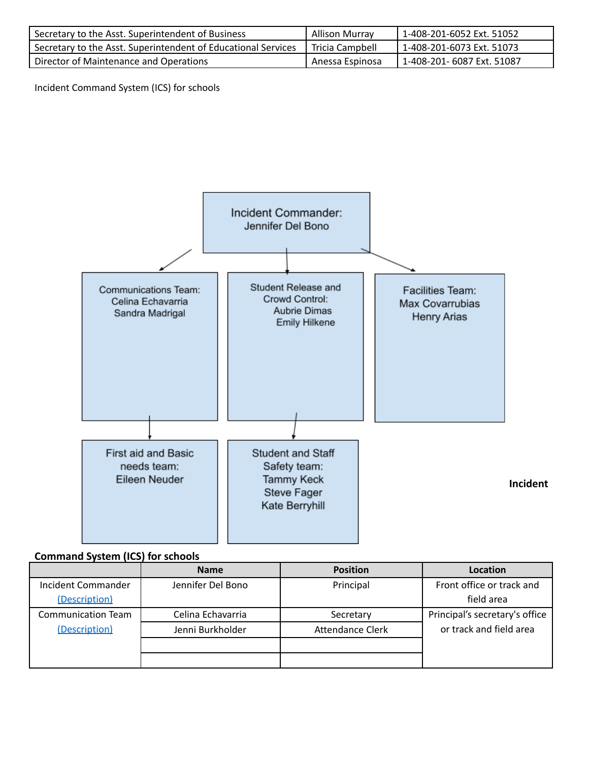| Secretary to the Asst. Superintendent of Business | Allison Murray | 1-408-201-6052 Ext. 51052 |
|---|---|---|
| Secretary to the Asst. Superintendent of Educational Services | Tricia Campbell | 1-408-201-6073 Ext. 51073 |
| Director of Maintenance and Operations | Anessa Espinosa | 1-408-201- 6087 Ext. 51087 |

Incident Command System (ICS) for schools

Incident Commander:
Jennifer Del Bono

Communications Team:
Celina Echavarria
Sandra Madrigal

Student Release and Crowd Control:
Aubrie Dimas
Emily Hilkene

Facilities Team:
Max Covarrubias
Henry Arias

First aid and Basic needs team:
Eileen Neuder

Student and Staff Safety team:
Tammy Keck
Steve Fager
Kate Berryhill

**Incident Command System (ICS) for schools**

| | Name | Position | Location |
|---|---|---|---|
| Incident Commander [(Description)]() | Jennifer Del Bono | Principal | Front office or track and field area |
| Communication Team [(Description)]() | Celina Echavarria | Secretary | Principal's secretary's office or track and field area |
| | Jenni Burkholder | Attendance Clerk | |
| | | | |
| | | | |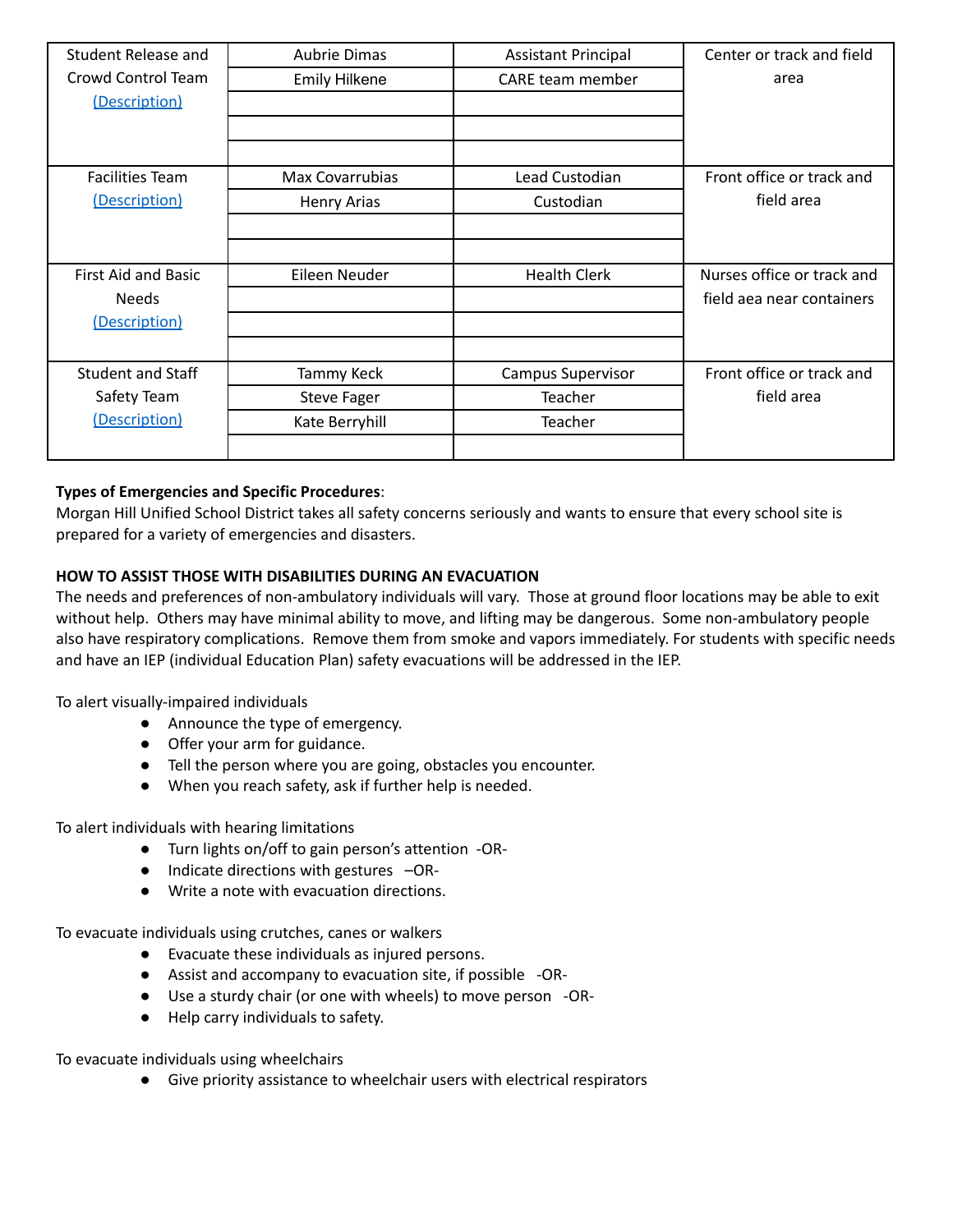| Student Release and Crowd Control Team (Description) | Aubrie Dimas | Assistant Principal | Center or track and field area |
|---|---|---|---|
| | Emily Hilkene | CARE team member | |
| | | | |
| | | | |
| | | | |
| Facilities Team (Description) | Max Covarrubias | Lead Custodian | Front office or track and field area |
| | Henry Arias | Custodian | |
| | | | |
| | | | |
| First Aid and Basic Needs (Description) | Eileen Neuder | Health Clerk | Nurses office or track and field aea near containers |
| | | | |
| | | | |
| | | | |
| Student and Staff Safety Team (Description) | Tammy Keck | Campus Supervisor | Front office or track and field area |
| | Steve Fager | Teacher | |
| | Kate Berryhill | Teacher | |
| | | | |

**Types of Emergencies and Specific Procedures**:
Morgan Hill Unified School District takes all safety concerns seriously and wants to ensure that every school site is prepared for a variety of emergencies and disasters.

**HOW TO ASSIST THOSE WITH DISABILITIES DURING AN EVACUATION**
The needs and preferences of non-ambulatory individuals will vary. Those at ground floor locations may be able to exit without help. Others may have minimal ability to move, and lifting may be dangerous. Some non-ambulatory people also have respiratory complications. Remove them from smoke and vapors immediately. For students with specific needs and have an IEP (individual Education Plan) safety evacuations will be addressed in the IEP.

To alert visually-impaired individuals

- Announce the type of emergency.
- Offer your arm for guidance.
- Tell the person where you are going, obstacles you encounter.
- When you reach safety, ask if further help is needed.

To alert individuals with hearing limitations

- Turn lights on/off to gain person's attention -OR-
- Indicate directions with gestures –OR-
- Write a note with evacuation directions.

To evacuate individuals using crutches, canes or walkers

- Evacuate these individuals as injured persons.
- Assist and accompany to evacuation site, if possible -OR-
- Use a sturdy chair (or one with wheels) to move person -OR-
- Help carry individuals to safety.

To evacuate individuals using wheelchairs

- Give priority assistance to wheelchair users with electrical respirators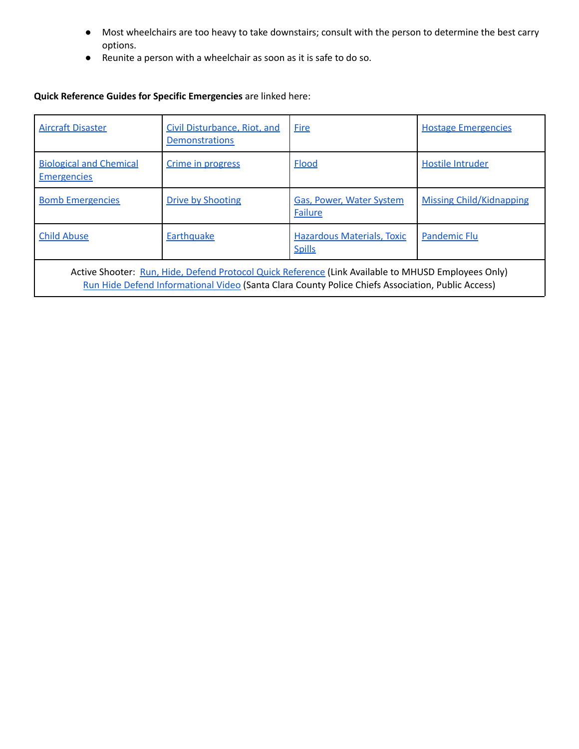- Most wheelchairs are too heavy to take downstairs; consult with the person to determine the best carry options.
- Reunite a person with a wheelchair as soon as it is safe to do so.

**Quick Reference Guides for Specific Emergencies** are linked here:

| | | | |
|---|---|---|---|
| Aircraft Disaster | Civil Disturbance, Riot, and Demonstrations | Fire | Hostage Emergencies |
| Biological and Chemical Emergencies | Crime in progress | Flood | Hostile Intruder |
| Bomb Emergencies | Drive by Shooting | Gas, Power, Water System Failure | Missing Child/Kidnapping |
| Child Abuse | Earthquake | Hazardous Materials, Toxic Spills | Pandemic Flu |
| Active Shooter: Run, Hide, Defend Protocol Quick Reference (Link Available to MHUSD Employees Only) Run Hide Defend Informational Video (Santa Clara County Police Chiefs Association, Public Access) | | | |